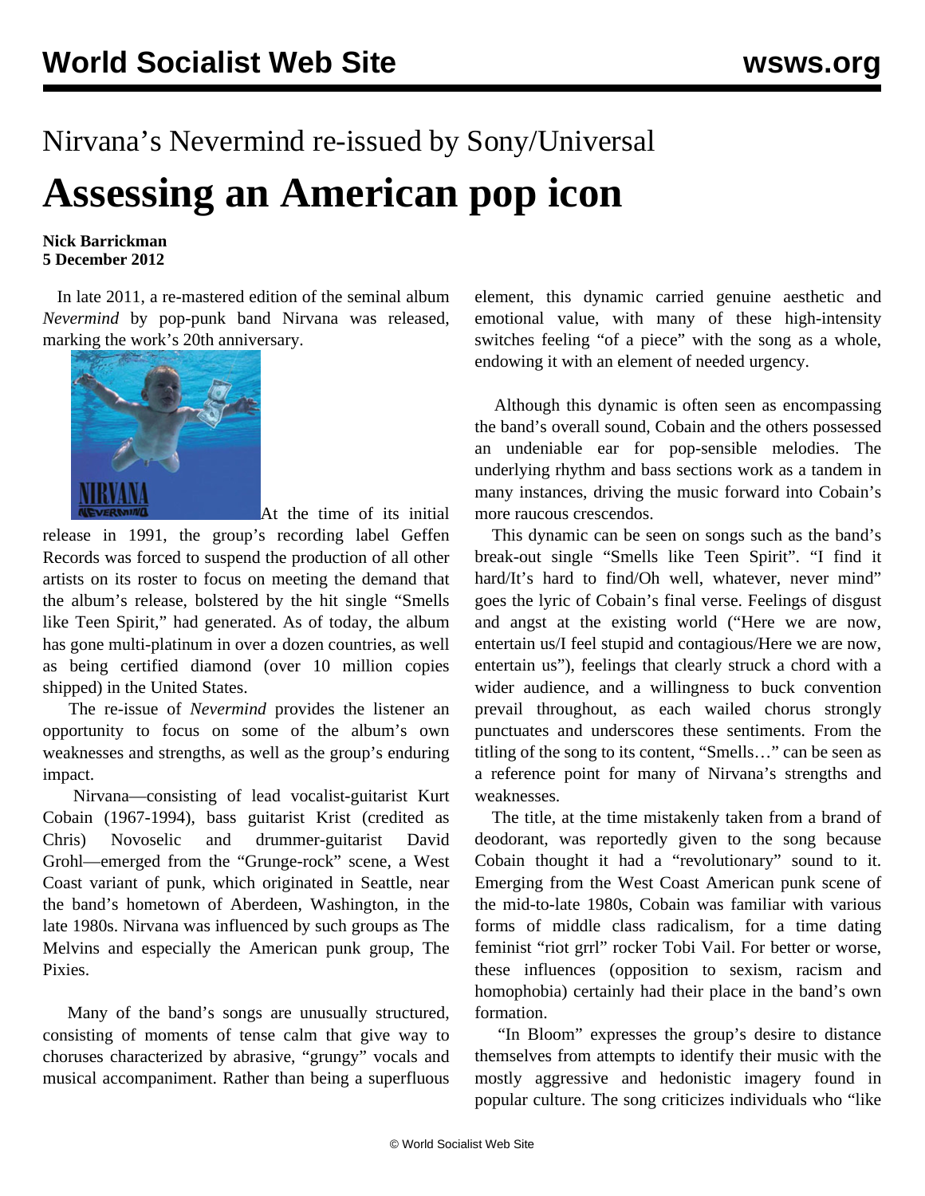World Socialist Web Site wsws.org

## Nirvana's Nevermind re-issued by Sony/Universal

# Assessing an American pop icon

**Nick Barrickman**
**5 December 2012**

In late 2011, a re-mastered edition of the seminal album *Nevermind* by pop-punk band Nirvana was released, marking the work's 20th anniversary.

At the time of its initial release in 1991, the group's recording label Geffen Records was forced to suspend the production of all other artists on its roster to focus on meeting the demand that the album's release, bolstered by the hit single "Smells like Teen Spirit," had generated. As of today, the album has gone multi-platinum in over a dozen countries, as well as being certified diamond (over 10 million copies shipped) in the United States.

The re-issue of *Nevermind* provides the listener an opportunity to focus on some of the album's own weaknesses and strengths, as well as the group's enduring impact.

Nirvana—consisting of lead vocalist-guitarist Kurt Cobain (1967-1994), bass guitarist Krist (credited as Chris) Novoselic and drummer-guitarist David Grohl—emerged from the "Grunge-rock" scene, a West Coast variant of punk, which originated in Seattle, near the band's hometown of Aberdeen, Washington, in the late 1980s. Nirvana was influenced by such groups as The Melvins and especially the American punk group, The Pixies.

Many of the band's songs are unusually structured, consisting of moments of tense calm that give way to choruses characterized by abrasive, "grungy" vocals and musical accompaniment. Rather than being a superfluous element, this dynamic carried genuine aesthetic and emotional value, with many of these high-intensity switches feeling "of a piece" with the song as a whole, endowing it with an element of needed urgency.

Although this dynamic is often seen as encompassing the band's overall sound, Cobain and the others possessed an undeniable ear for pop-sensible melodies. The underlying rhythm and bass sections work as a tandem in many instances, driving the music forward into Cobain's more raucous crescendos.

This dynamic can be seen on songs such as the band's break-out single "Smells like Teen Spirit". "I find it hard/It's hard to find/Oh well, whatever, never mind" goes the lyric of Cobain's final verse. Feelings of disgust and angst at the existing world ("Here we are now, entertain us/I feel stupid and contagious/Here we are now, entertain us"), feelings that clearly struck a chord with a wider audience, and a willingness to buck convention prevail throughout, as each wailed chorus strongly punctuates and underscores these sentiments. From the titling of the song to its content, "Smells…" can be seen as a reference point for many of Nirvana's strengths and weaknesses.

The title, at the time mistakenly taken from a brand of deodorant, was reportedly given to the song because Cobain thought it had a "revolutionary" sound to it. Emerging from the West Coast American punk scene of the mid-to-late 1980s, Cobain was familiar with various forms of middle class radicalism, for a time dating feminist "riot grrl" rocker Tobi Vail. For better or worse, these influences (opposition to sexism, racism and homophobia) certainly had their place in the band's own formation.

"In Bloom" expresses the group's desire to distance themselves from attempts to identify their music with the mostly aggressive and hedonistic imagery found in popular culture. The song criticizes individuals who "like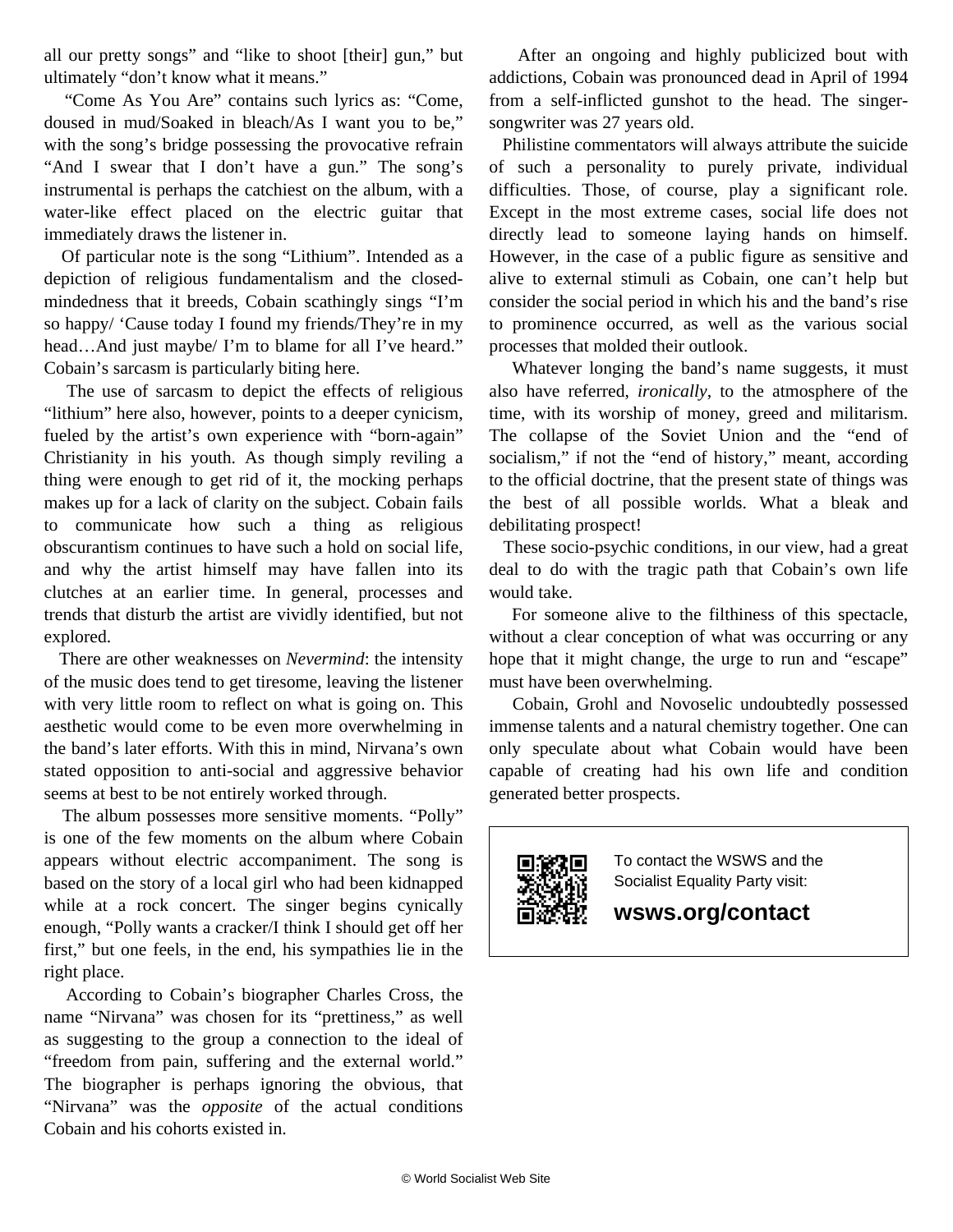all our pretty songs" and "like to shoot [their] gun," but ultimately "don't know what it means."

"Come As You Are" contains such lyrics as: "Come, doused in mud/Soaked in bleach/As I want you to be," with the song's bridge possessing the provocative refrain "And I swear that I don't have a gun." The song's instrumental is perhaps the catchiest on the album, with a water-like effect placed on the electric guitar that immediately draws the listener in.

Of particular note is the song "Lithium". Intended as a depiction of religious fundamentalism and the closed-mindedness that it breeds, Cobain scathingly sings "I'm so happy/ 'Cause today I found my friends/They're in my head…And just maybe/ I'm to blame for all I've heard." Cobain's sarcasm is particularly biting here.

The use of sarcasm to depict the effects of religious "lithium" here also, however, points to a deeper cynicism, fueled by the artist's own experience with "born-again" Christianity in his youth. As though simply reviling a thing were enough to get rid of it, the mocking perhaps makes up for a lack of clarity on the subject. Cobain fails to communicate how such a thing as religious obscurantism continues to have such a hold on social life, and why the artist himself may have fallen into its clutches at an earlier time. In general, processes and trends that disturb the artist are vividly identified, but not explored.

There are other weaknesses on *Nevermind*: the intensity of the music does tend to get tiresome, leaving the listener with very little room to reflect on what is going on. This aesthetic would come to be even more overwhelming in the band's later efforts. With this in mind, Nirvana's own stated opposition to anti-social and aggressive behavior seems at best to be not entirely worked through.

The album possesses more sensitive moments. "Polly" is one of the few moments on the album where Cobain appears without electric accompaniment. The song is based on the story of a local girl who had been kidnapped while at a rock concert. The singer begins cynically enough, "Polly wants a cracker/I think I should get off her first," but one feels, in the end, his sympathies lie in the right place.

According to Cobain's biographer Charles Cross, the name "Nirvana" was chosen for its "prettiness," as well as suggesting to the group a connection to the ideal of "freedom from pain, suffering and the external world." The biographer is perhaps ignoring the obvious, that "Nirvana" was the *opposite* of the actual conditions Cobain and his cohorts existed in.

After an ongoing and highly publicized bout with addictions, Cobain was pronounced dead in April of 1994 from a self-inflicted gunshot to the head. The singer-songwriter was 27 years old.

Philistine commentators will always attribute the suicide of such a personality to purely private, individual difficulties. Those, of course, play a significant role. Except in the most extreme cases, social life does not directly lead to someone laying hands on himself. However, in the case of a public figure as sensitive and alive to external stimuli as Cobain, one can't help but consider the social period in which his and the band's rise to prominence occurred, as well as the various social processes that molded their outlook.

Whatever longing the band's name suggests, it must also have referred, *ironically*, to the atmosphere of the time, with its worship of money, greed and militarism. The collapse of the Soviet Union and the "end of socialism," if not the "end of history," meant, according to the official doctrine, that the present state of things was the best of all possible worlds. What a bleak and debilitating prospect!

These socio-psychic conditions, in our view, had a great deal to do with the tragic path that Cobain's own life would take.

For someone alive to the filthiness of this spectacle, without a clear conception of what was occurring or any hope that it might change, the urge to run and "escape" must have been overwhelming.

Cobain, Grohl and Novoselic undoubtedly possessed immense talents and a natural chemistry together. One can only speculate about what Cobain would have been capable of creating had his own life and condition generated better prospects.

To contact the WSWS and the Socialist Equality Party visit:

**wsws.org/contact**